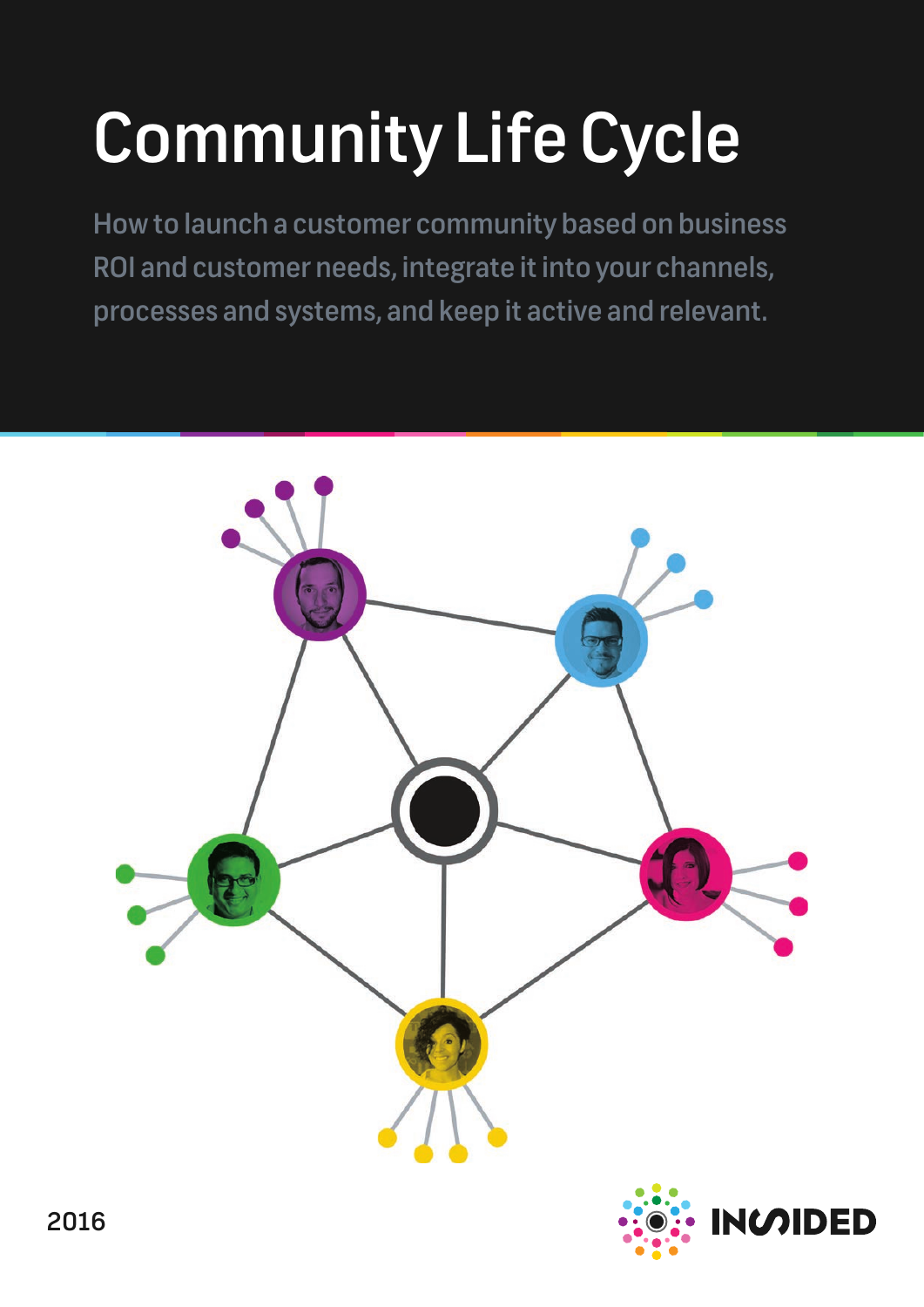# Community Life Cycle

How to launch a customer community based on business ROI and customer needs, integrate it into your channels, processes and systems, and keep it active and relevant.

2016

INSIDED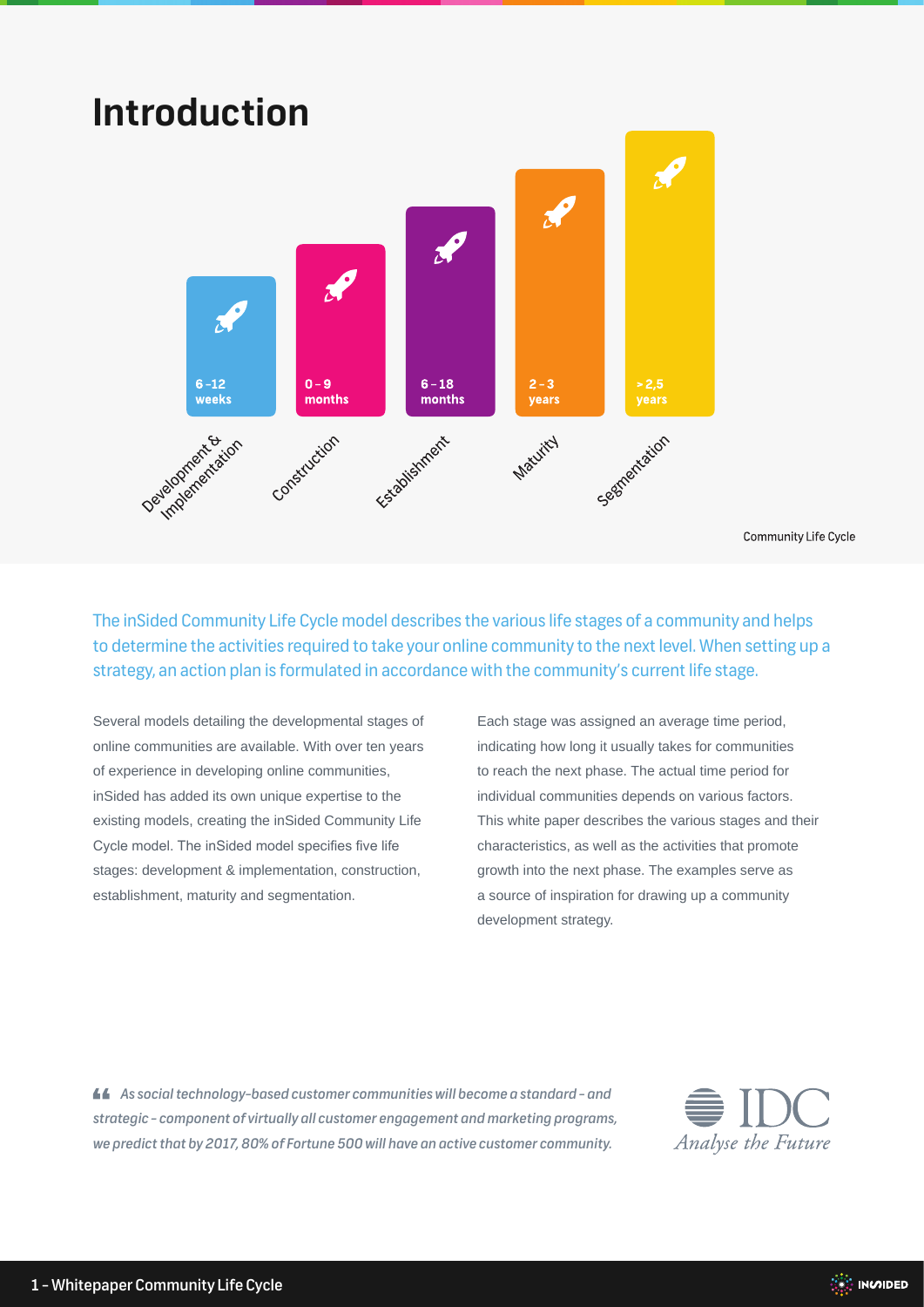# Introduction

| Stage | Duration |
|---|---|
| Development & Implementation | 6 - 12 weeks |
| Construction | 0 - 9 months |
| Establishment | 6 - 18 months |
| Maturity | 2 - 3 years |
| Segmentation | > 2,5 years |

Community Life Cycle

The inSided Community Life Cycle model describes the various life stages of a community and helps to determine the activities required to take your online community to the next level. When setting up a strategy, an action plan is formulated in accordance with the community's current life stage.

Several models detailing the developmental stages of online communities are available. With over ten years of experience in developing online communities, inSided has added its own unique expertise to the existing models, creating the inSided Community Life Cycle model. The inSided model specifies five life stages: development & implementation, construction, establishment, maturity and segmentation.

Each stage was assigned an average time period, indicating how long it usually takes for communities to reach the next phase. The actual time period for individual communities depends on various factors. This white paper describes the various stages and their characteristics, as well as the activities that promote growth into the next phase. The examples serve as a source of inspiration for drawing up a community development strategy.

> *As social technology-based customer communities will become a standard - and strategic - component of virtually all customer engagement and marketing programs, we predict that by 2017, 80% of Fortune 500 will have an active customer community.*

IDC Analyse the Future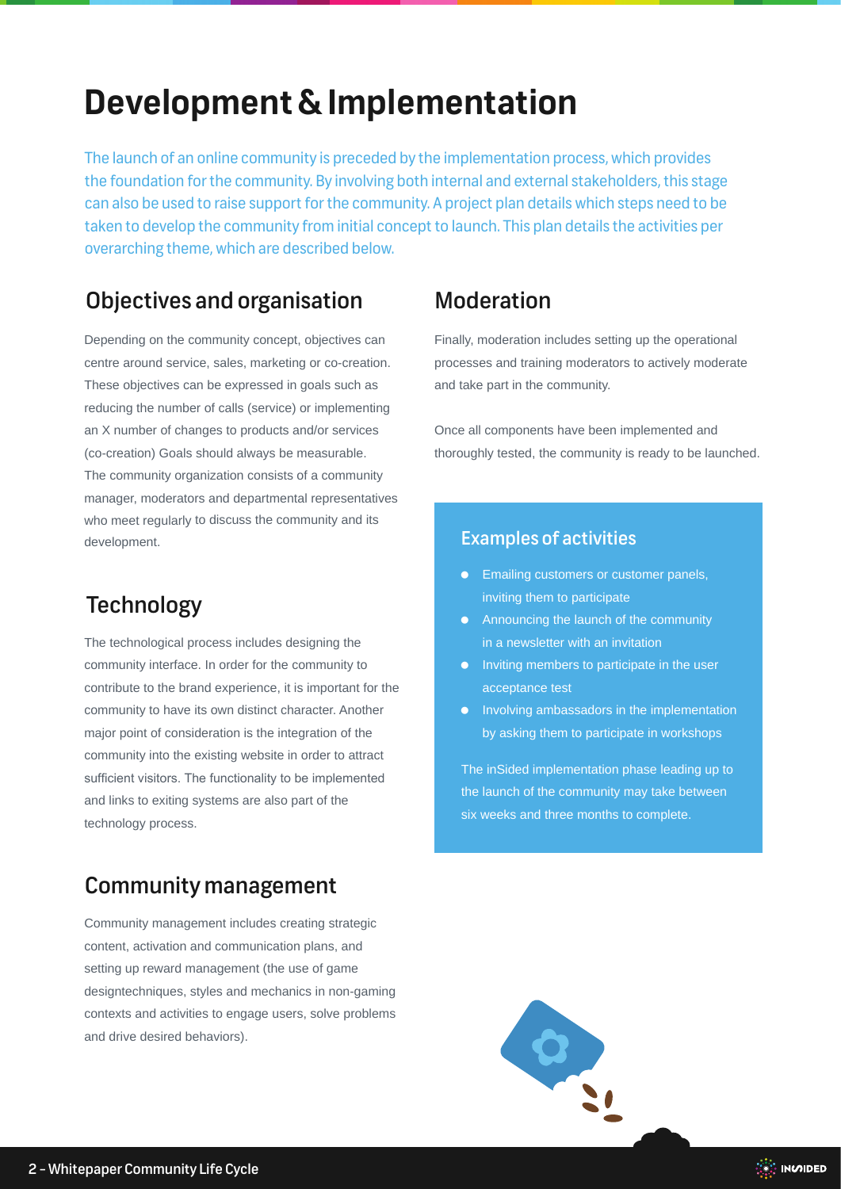# Development & Implementation

The launch of an online community is preceded by the implementation process, which provides the foundation for the community. By involving both internal and external stakeholders, this stage can also be used to raise support for the community. A project plan details which steps need to be taken to develop the community from initial concept to launch. This plan details the activities per overarching theme, which are described below.

## Objectives and organisation

Depending on the community concept, objectives can centre around service, sales, marketing or co-creation. These objectives can be expressed in goals such as reducing the number of calls (service) or implementing an X number of changes to products and/or services (co-creation) Goals should always be measurable. The community organization consists of a community manager, moderators and departmental representatives who meet regularly to discuss the community and its development.

## Technology

The technological process includes designing the community interface. In order for the community to contribute to the brand experience, it is important for the community to have its own distinct character. Another major point of consideration is the integration of the community into the existing website in order to attract sufficient visitors. The functionality to be implemented and links to exiting systems are also part of the technology process.

## Community management

Community management includes creating strategic content, activation and communication plans, and setting up reward management (the use of game designtechniques, styles and mechanics in non-gaming contexts and activities to engage users, solve problems and drive desired behaviors).

## Moderation

Finally, moderation includes setting up the operational processes and training moderators to actively moderate and take part in the community.

Once all components have been implemented and thoroughly tested, the community is ready to be launched.

### Examples of activities

- Emailing customers or customer panels, inviting them to participate
- Announcing the launch of the community in a newsletter with an invitation
- Inviting members to participate in the user acceptance test
- Involving ambassadors in the implementation by asking them to participate in workshops

The inSided implementation phase leading up to the launch of the community may take between six weeks and three months to complete.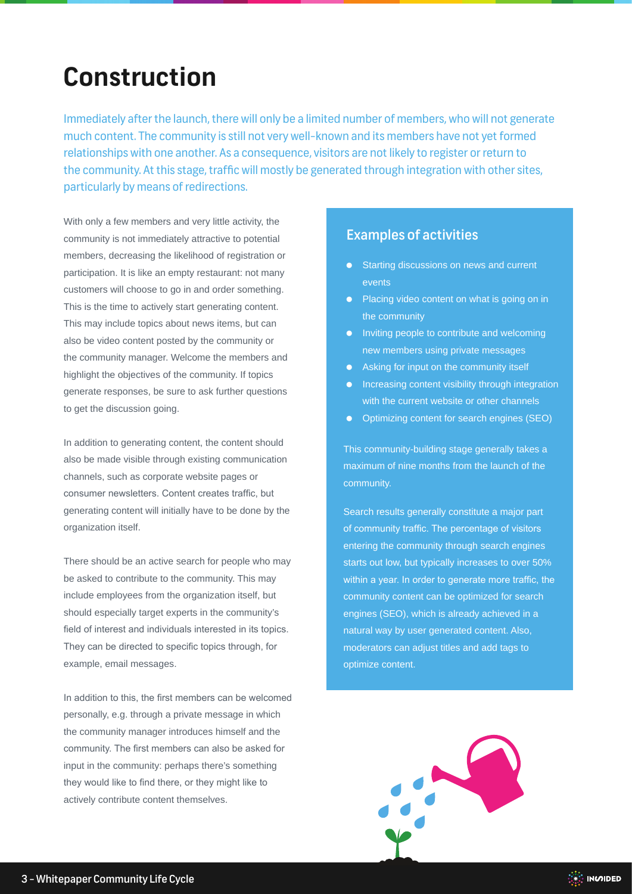# Construction

Immediately after the launch, there will only be a limited number of members, who will not generate much content. The community is still not very well-known and its members have not yet formed relationships with one another. As a consequence, visitors are not likely to register or return to the community. At this stage, traffic will mostly be generated through integration with other sites, particularly by means of redirections.

With only a few members and very little activity, the community is not immediately attractive to potential members, decreasing the likelihood of registration or participation. It is like an empty restaurant: not many customers will choose to go in and order something. This is the time to actively start generating content. This may include topics about news items, but can also be video content posted by the community or the community manager. Welcome the members and highlight the objectives of the community. If topics generate responses, be sure to ask further questions to get the discussion going.

In addition to generating content, the content should also be made visible through existing communication channels, such as corporate website pages or consumer newsletters. Content creates traffic, but generating content will initially have to be done by the organization itself.

There should be an active search for people who may be asked to contribute to the community. This may include employees from the organization itself, but should especially target experts in the community's field of interest and individuals interested in its topics. They can be directed to specific topics through, for example, email messages.

In addition to this, the first members can be welcomed personally, e.g. through a private message in which the community manager introduces himself and the community. The first members can also be asked for input in the community: perhaps there's something they would like to find there, or they might like to actively contribute content themselves.

## Examples of activities

- Starting discussions on news and current events
- Placing video content on what is going on in the community
- Inviting people to contribute and welcoming new members using private messages
- Asking for input on the community itself
- Increasing content visibility through integration with the current website or other channels
- Optimizing content for search engines (SEO)

This community-building stage generally takes a maximum of nine months from the launch of the community.

Search results generally constitute a major part of community traffic. The percentage of visitors entering the community through search engines starts out low, but typically increases to over 50% within a year. In order to generate more traffic, the community content can be optimized for search engines (SEO), which is already achieved in a natural way by user generated content. Also, moderators can adjust titles and add tags to optimize content.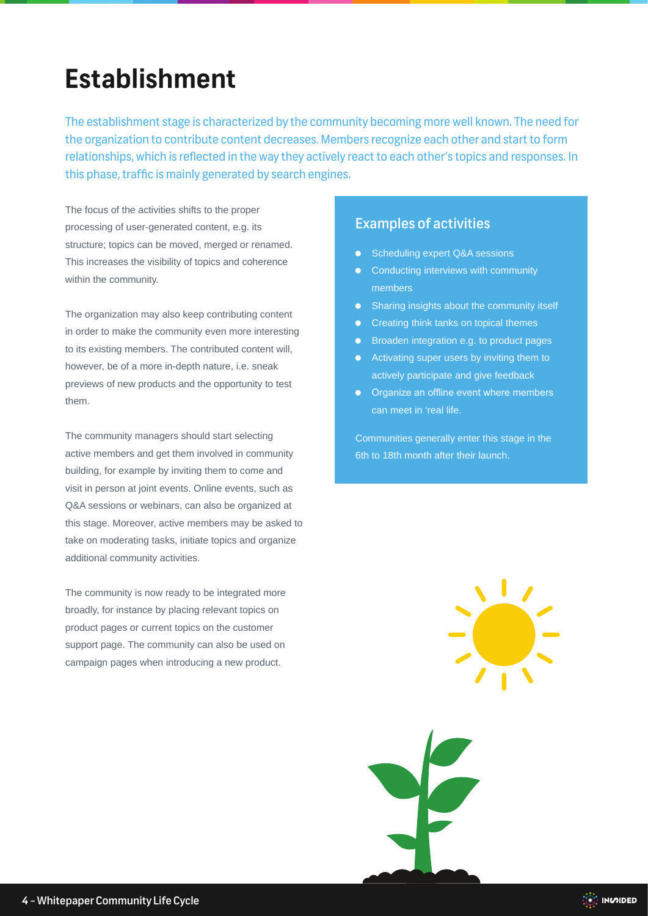# Establishment

The establishment stage is characterized by the community becoming more well known. The need for the organization to contribute content decreases. Members recognize each other and start to form relationships, which is reflected in the way they actively react to each other's topics and responses. In this phase, traffic is mainly generated by search engines.

The focus of the activities shifts to the proper processing of user-generated content, e.g. its structure; topics can be moved, merged or renamed. This increases the visibility of topics and coherence within the community.

The organization may also keep contributing content in order to make the community even more interesting to its existing members. The contributed content will, however, be of a more in-depth nature, i.e. sneak previews of new products and the opportunity to test them.

The community managers should start selecting active members and get them involved in community building, for example by inviting them to come and visit in person at joint events. Online events, such as Q&A sessions or webinars, can also be organized at this stage. Moreover, active members may be asked to take on moderating tasks, initiate topics and organize additional community activities.

The community is now ready to be integrated more broadly, for instance by placing relevant topics on product pages or current topics on the customer support page. The community can also be used on campaign pages when introducing a new product.

## Examples of activities

- Scheduling expert Q&A sessions
- Conducting interviews with community members
- Sharing insights about the community itself
- Creating think tanks on topical themes
- Broaden integration e.g. to product pages
- Activating super users by inviting them to actively participate and give feedback
- Organize an offline event where members can meet in 'real life.

Communities generally enter this stage in the 6th to 18th month after their launch.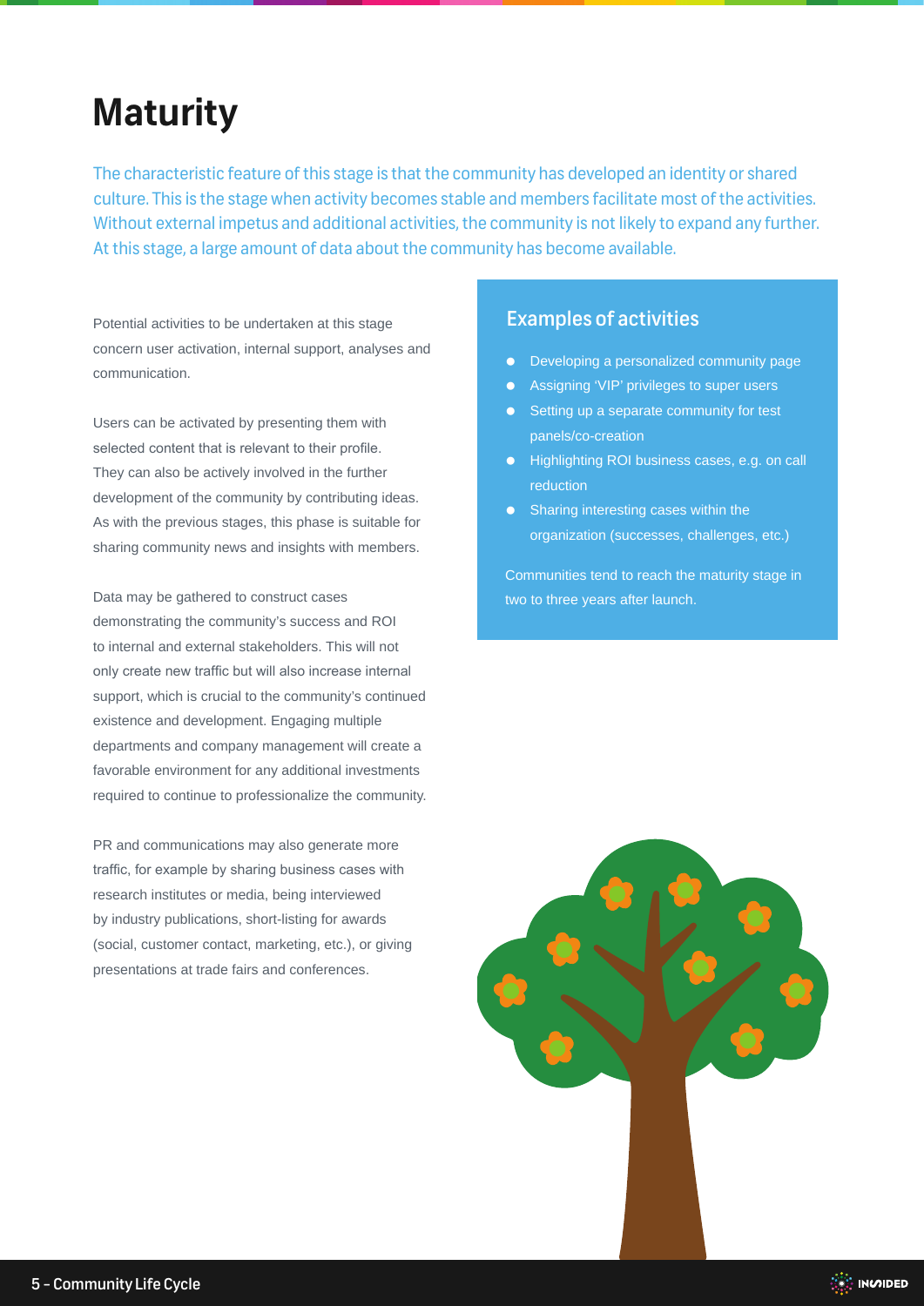# Maturity

The characteristic feature of this stage is that the community has developed an identity or shared culture. This is the stage when activity becomes stable and members facilitate most of the activities. Without external impetus and additional activities, the community is not likely to expand any further. At this stage, a large amount of data about the community has become available.

Potential activities to be undertaken at this stage concern user activation, internal support, analyses and communication.

Users can be activated by presenting them with selected content that is relevant to their profile. They can also be actively involved in the further development of the community by contributing ideas. As with the previous stages, this phase is suitable for sharing community news and insights with members.

Data may be gathered to construct cases demonstrating the community's success and ROI to internal and external stakeholders. This will not only create new traffic but will also increase internal support, which is crucial to the community's continued existence and development. Engaging multiple departments and company management will create a favorable environment for any additional investments required to continue to professionalize the community.

PR and communications may also generate more traffic, for example by sharing business cases with research institutes or media, being interviewed by industry publications, short-listing for awards (social, customer contact, marketing, etc.), or giving presentations at trade fairs and conferences.

## Examples of activities

- Developing a personalized community page
- Assigning 'VIP' privileges to super users
- Setting up a separate community for test panels/co-creation
- Highlighting ROI business cases, e.g. on call reduction
- Sharing interesting cases within the organization (successes, challenges, etc.)

Communities tend to reach the maturity stage in two to three years after launch.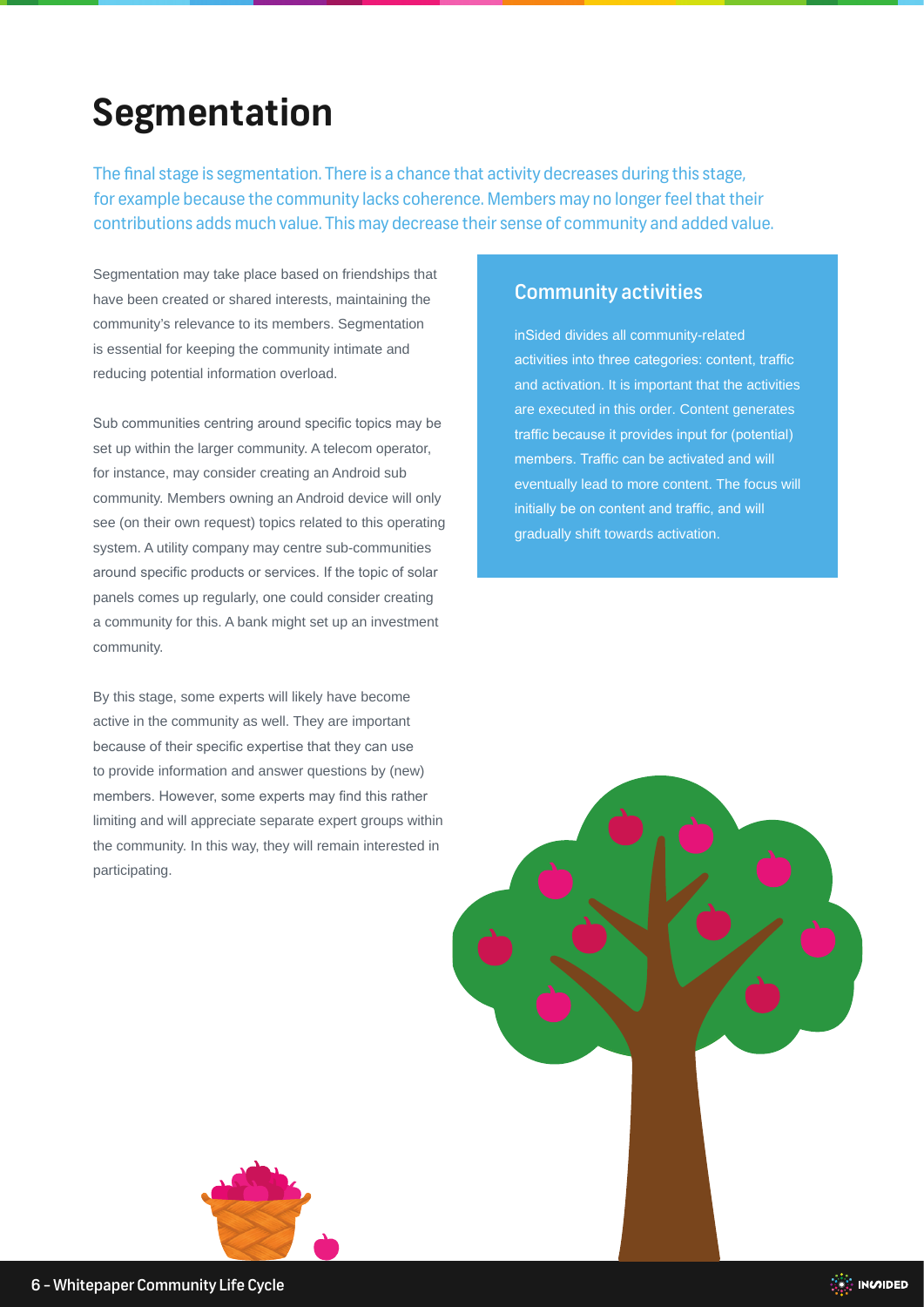# Segmentation

The final stage is segmentation. There is a chance that activity decreases during this stage, for example because the community lacks coherence. Members may no longer feel that their contributions adds much value. This may decrease their sense of community and added value.

Segmentation may take place based on friendships that have been created or shared interests, maintaining the community's relevance to its members. Segmentation is essential for keeping the community intimate and reducing potential information overload.

Sub communities centring around specific topics may be set up within the larger community. A telecom operator, for instance, may consider creating an Android sub community. Members owning an Android device will only see (on their own request) topics related to this operating system. A utility company may centre sub-communities around specific products or services. If the topic of solar panels comes up regularly, one could consider creating a community for this. A bank might set up an investment community.

By this stage, some experts will likely have become active in the community as well. They are important because of their specific expertise that they can use to provide information and answer questions by (new) members. However, some experts may find this rather limiting and will appreciate separate expert groups within the community. In this way, they will remain interested in participating.

## Community activities

inSided divides all community-related activities into three categories: content, traffic and activation. It is important that the activities are executed in this order. Content generates traffic because it provides input for (potential) members. Traffic can be activated and will eventually lead to more content. The focus will initially be on content and traffic, and will gradually shift towards activation.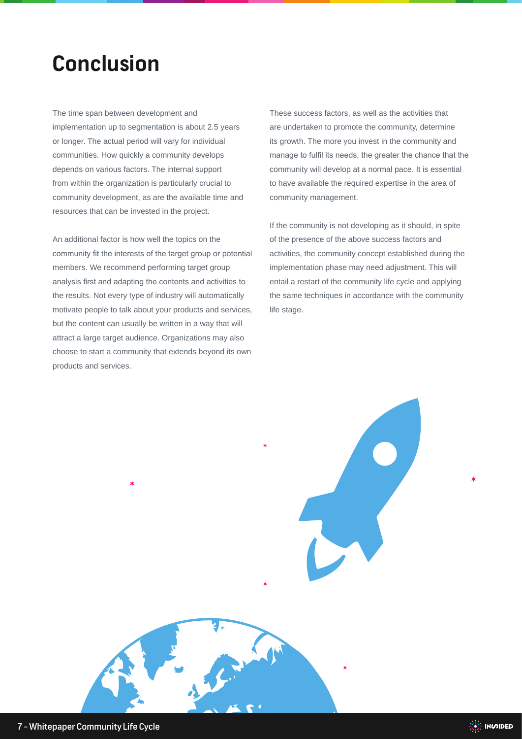# Conclusion

The time span between development and implementation up to segmentation is about 2.5 years or longer. The actual period will vary for individual communities. How quickly a community develops depends on various factors. The internal support from within the organization is particularly crucial to community development, as are the available time and resources that can be invested in the project.

An additional factor is how well the topics on the community fit the interests of the target group or potential members. We recommend performing target group analysis first and adapting the contents and activities to the results. Not every type of industry will automatically motivate people to talk about your products and services, but the content can usually be written in a way that will attract a large target audience. Organizations may also choose to start a community that extends beyond its own products and services.

These success factors, as well as the activities that are undertaken to promote the community, determine its growth. The more you invest in the community and manage to fulfil its needs, the greater the chance that the community will develop at a normal pace. It is essential to have available the required expertise in the area of community management.

If the community is not developing as it should, in spite of the presence of the above success factors and activities, the community concept established during the implementation phase may need adjustment. This will entail a restart of the community life cycle and applying the same techniques in accordance with the community life stage.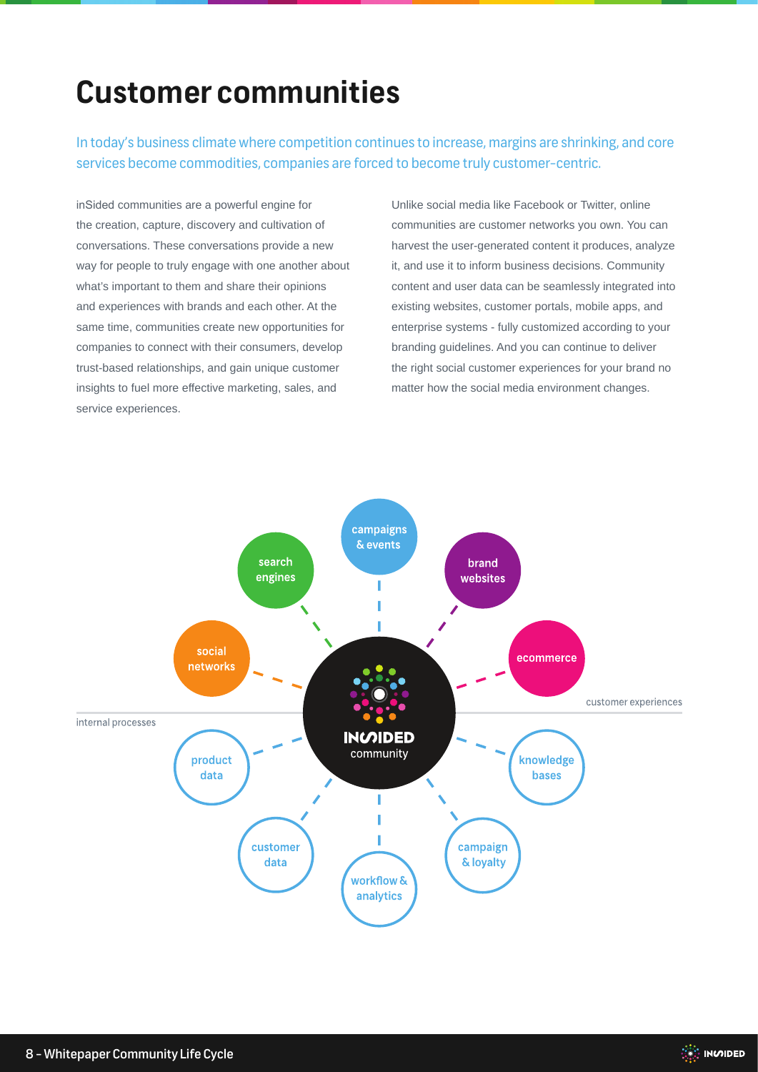# Customer communities

In today's business climate where competition continues to increase, margins are shrinking, and core services become commodities, companies are forced to become truly customer-centric.

inSided communities are a powerful engine for the creation, capture, discovery and cultivation of conversations. These conversations provide a new way for people to truly engage with one another about what's important to them and share their opinions and experiences with brands and each other. At the same time, communities create new opportunities for companies to connect with their consumers, develop trust-based relationships, and gain unique customer insights to fuel more effective marketing, sales, and service experiences.

Unlike social media like Facebook or Twitter, online communities are customer networks you own. You can harvest the user-generated content it produces, analyze it, and use it to inform business decisions. Community content and user data can be seamlessly integrated into existing websites, customer portals, mobile apps, and enterprise systems - fully customized according to your branding guidelines. And you can continue to deliver the right social customer experiences for your brand no matter how the social media environment changes.

INSIDED community

customer experiences: social networks, search engines, campaigns & events, brand websites, ecommerce

internal processes: product data, customer data, workflow & analytics, campaign & loyalty, knowledge bases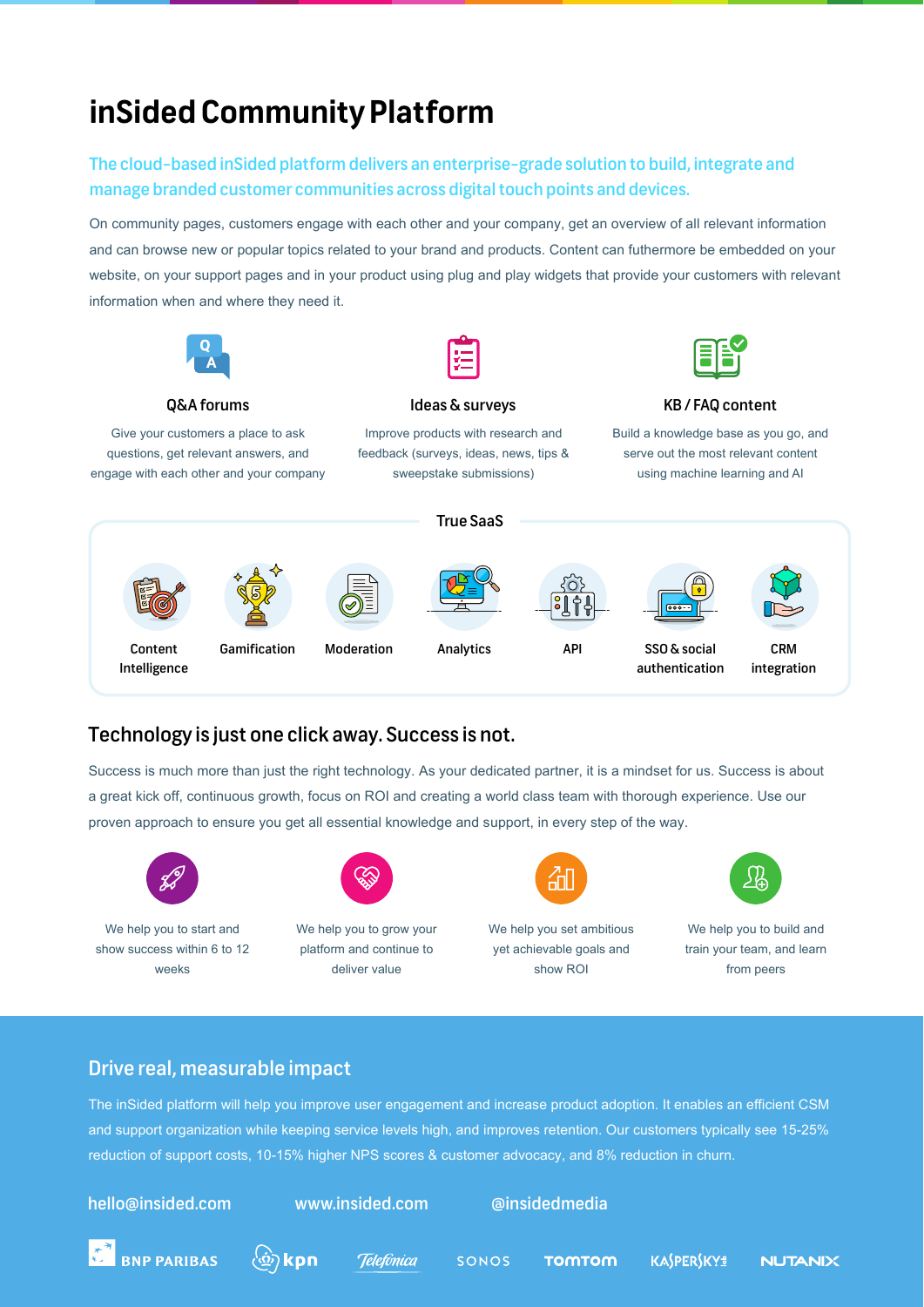# inSided Community Platform

## The cloud-based inSided platform delivers an enterprise-grade solution to build, integrate and manage branded customer communities across digital touch points and devices.

On community pages, customers engage with each other and your company, get an overview of all relevant information and can browse new or popular topics related to your brand and products. Content can futhermore be embedded on your website, on your support pages and in your product using plug and play widgets that provide your customers with relevant information when and where they need it.

### Q&A forums

Give your customers a place to ask questions, get relevant answers, and engage with each other and your company

### Ideas & surveys

Improve products with research and feedback (surveys, ideas, news, tips & sweepstake submissions)

### KB / FAQ content

Build a knowledge base as you go, and serve out the most relevant content using machine learning and AI

### True SaaS

- Content Intelligence
- Gamification
- Moderation
- Analytics
- API
- SSO & social authentication
- CRM integration

## Technology is just one click away. Success is not.

Success is much more than just the right technology. As your dedicated partner, it is a mindset for us. Success is about a great kick off, continuous growth, focus on ROI and creating a world class team with thorough experience. Use our proven approach to ensure you get all essential knowledge and support, in every step of the way.

- We help you to start and show success within 6 to 12 weeks
- We help you to grow your platform and continue to deliver value
- We help you set ambitious yet achievable goals and show ROI
- We help you to build and train your team, and learn from peers

## Drive real, measurable impact

The inSided platform will help you improve user engagement and increase product adoption. It enables an efficient CSM and support organization while keeping service levels high, and improves retention. Our customers typically see 15-25% reduction of support costs, 10-15% higher NPS scores & customer advocacy, and 8% reduction in churn.

hello@insided.com www.insided.com @insidedmedia

BNP PARIBAS kpn Telefónica SONOS TomTom KASPERSKY NUTANIX